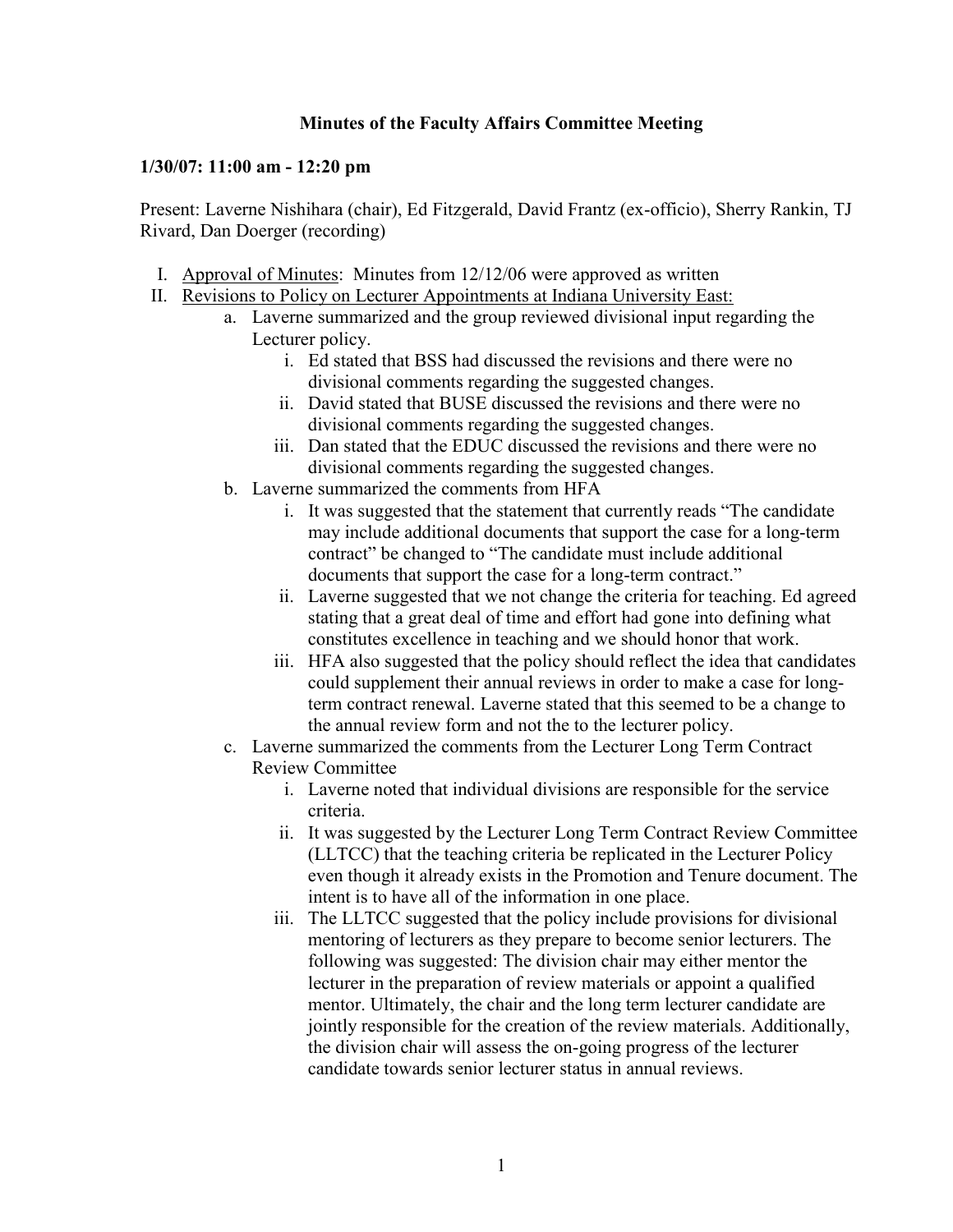**Minutes of the Faculty Affairs Committee Meeting**

**1/30/07: 11:00 am - 12:20 pm**

Present: Laverne Nishihara (chair), Ed Fitzgerald, David Frantz (ex-officio), Sherry Rankin, TJ Rivard, Dan Doerger (recording)

I. Approval of Minutes: Minutes from 12/12/06 were approved as written
II. Revisions to Policy on Lecturer Appointments at Indiana University East:
    a. Laverne summarized and the group reviewed divisional input regarding the Lecturer policy.
        i. Ed stated that BSS had discussed the revisions and there were no divisional comments regarding the suggested changes.
        ii. David stated that BUSE discussed the revisions and there were no divisional comments regarding the suggested changes.
        iii. Dan stated that the EDUC discussed the revisions and there were no divisional comments regarding the suggested changes.
    b. Laverne summarized the comments from HFA
        i. It was suggested that the statement that currently reads "The candidate may include additional documents that support the case for a long-term contract" be changed to "The candidate must include additional documents that support the case for a long-term contract."
        ii. Laverne suggested that we not change the criteria for teaching. Ed agreed stating that a great deal of time and effort had gone into defining what constitutes excellence in teaching and we should honor that work.
        iii. HFA also suggested that the policy should reflect the idea that candidates could supplement their annual reviews in order to make a case for long-term contract renewal. Laverne stated that this seemed to be a change to the annual review form and not the to the lecturer policy.
    c. Laverne summarized the comments from the Lecturer Long Term Contract Review Committee
        i. Laverne noted that individual divisions are responsible for the service criteria.
        ii. It was suggested by the Lecturer Long Term Contract Review Committee (LLTCC) that the teaching criteria be replicated in the Lecturer Policy even though it already exists in the Promotion and Tenure document. The intent is to have all of the information in one place.
        iii. The LLTCC suggested that the policy include provisions for divisional mentoring of lecturers as they prepare to become senior lecturers. The following was suggested: The division chair may either mentor the lecturer in the preparation of review materials or appoint a qualified mentor. Ultimately, the chair and the long term lecturer candidate are jointly responsible for the creation of the review materials. Additionally, the division chair will assess the on-going progress of the lecturer candidate towards senior lecturer status in annual reviews.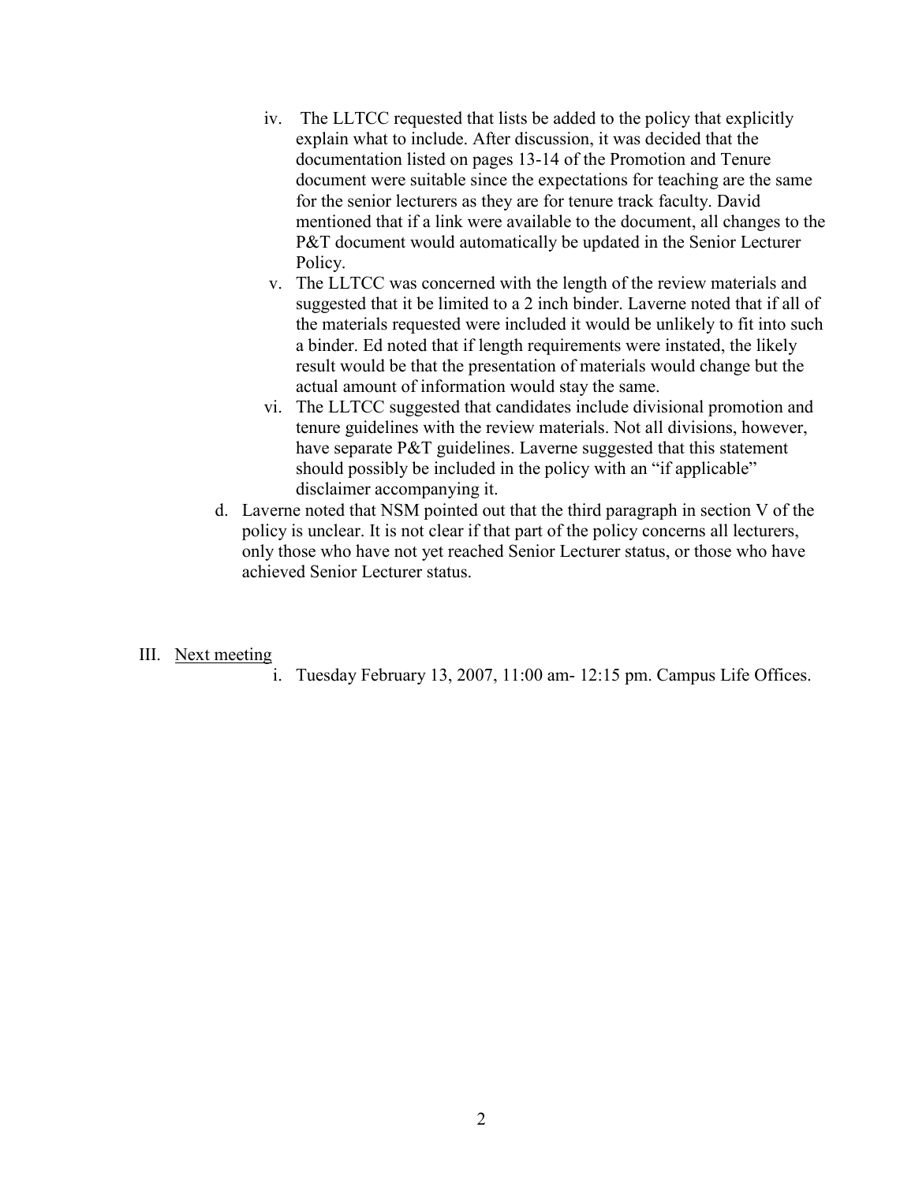iv. The LLTCC requested that lists be added to the policy that explicitly explain what to include. After discussion, it was decided that the documentation listed on pages 13-14 of the Promotion and Tenure document were suitable since the expectations for teaching are the same for the senior lecturers as they are for tenure track faculty. David mentioned that if a link were available to the document, all changes to the P&T document would automatically be updated in the Senior Lecturer Policy.

v. The LLTCC was concerned with the length of the review materials and suggested that it be limited to a 2 inch binder. Laverne noted that if all of the materials requested were included it would be unlikely to fit into such a binder. Ed noted that if length requirements were instated, the likely result would be that the presentation of materials would change but the actual amount of information would stay the same.

vi. The LLTCC suggested that candidates include divisional promotion and tenure guidelines with the review materials. Not all divisions, however, have separate P&T guidelines. Laverne suggested that this statement should possibly be included in the policy with an "if applicable" disclaimer accompanying it.

d. Laverne noted that NSM pointed out that the third paragraph in section V of the policy is unclear. It is not clear if that part of the policy concerns all lecturers, only those who have not yet reached Senior Lecturer status, or those who have achieved Senior Lecturer status.

III. <u>Next meeting</u>

i. Tuesday February 13, 2007, 11:00 am- 12:15 pm. Campus Life Offices.